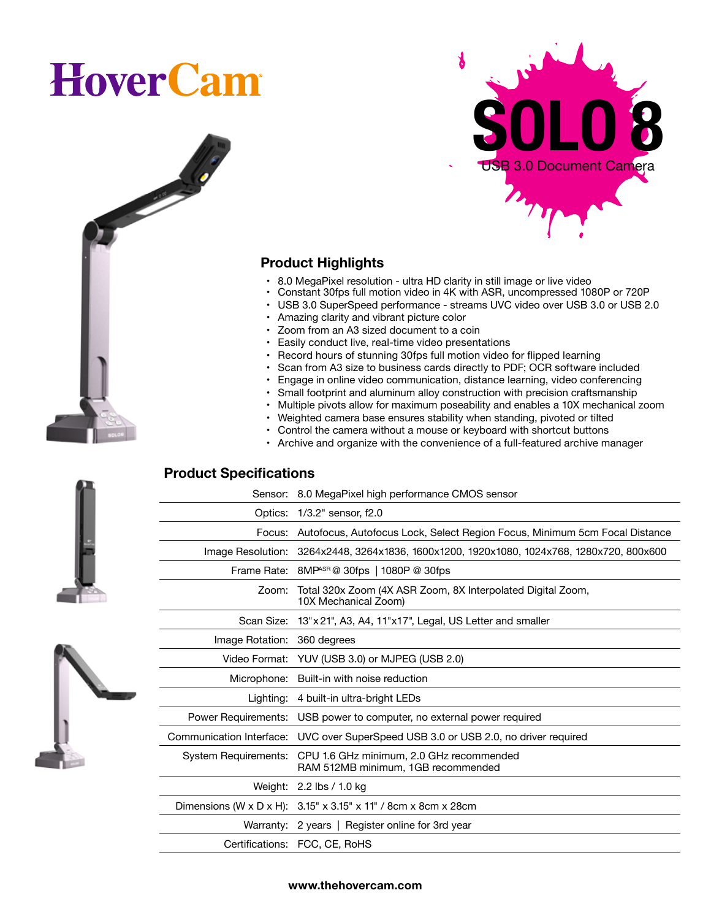# HoverCam

# SOLO 8

USB 3.0 Document Camera

## Product Highlights

- 8.0 MegaPixel resolution - ultra HD clarity in still image or live video
- Constant 30fps full motion video in 4K with ASR, uncompressed 1080P or 720P
- USB 3.0 SuperSpeed performance - streams UVC video over USB 3.0 or USB 2.0
- Amazing clarity and vibrant picture color
- Zoom from an A3 sized document to a coin
- Easily conduct live, real-time video presentations
- Record hours of stunning 30fps full motion video for flipped learning
- Scan from A3 size to business cards directly to PDF; OCR software included
- Engage in online video communication, distance learning, video conferencing
- Small footprint and aluminum alloy construction with precision craftsmanship
- Multiple pivots allow for maximum poseability and enables a 10X mechanical zoom
- Weighted camera base ensures stability when standing, pivoted or tilted
- Control the camera without a mouse or keyboard with shortcut buttons
- Archive and organize with the convenience of a full-featured archive manager

## Product Specifications

| | |
|---|---|
| Sensor: | 8.0 MegaPixel high performance CMOS sensor |
| Optics: | 1/3.2" sensor, f2.0 |
| Focus: | Autofocus, Autofocus Lock, Select Region Focus, Minimum 5cm Focal Distance |
| Image Resolution: | 3264x2448, 3264x1836, 1600x1200, 1920x1080, 1024x768, 1280x720, 800x600 |
| Frame Rate: | 8MP ASR @ 30fps \| 1080P @ 30fps |
| Zoom: | Total 320x Zoom (4X ASR Zoom, 8X Interpolated Digital Zoom, 10X Mechanical Zoom) |
| Scan Size: | 13"x21", A3, A4, 11"x17", Legal, US Letter and smaller |
| Image Rotation: | 360 degrees |
| Video Format: | YUV (USB 3.0) or MJPEG (USB 2.0) |
| Microphone: | Built-in with noise reduction |
| Lighting: | 4 built-in ultra-bright LEDs |
| Power Requirements: | USB power to computer, no external power required |
| Communication Interface: | UVC over SuperSpeed USB 3.0 or USB 2.0, no driver required |
| System Requirements: | CPU 1.6 GHz minimum, 2.0 GHz recommended<br>RAM 512MB minimum, 1GB recommended |
| Weight: | 2.2 lbs / 1.0 kg |
| Dimensions (W x D x H): | 3.15" x 3.15" x 11" / 8cm x 8cm x 28cm |
| Warranty: | 2 years \| Register online for 3rd year |
| Certifications: | FCC, CE, RoHS |

www.thehovercam.com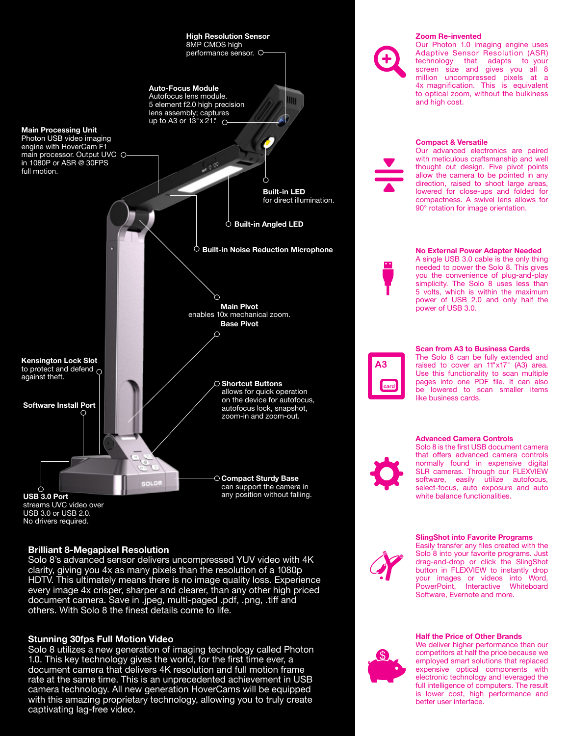**High Resolution Sensor**
8MP CMOS high performance sensor.

**Auto-Focus Module**
Autofocus lens module.
5 element f2.0 high precision lens assembly; captures up to A3 or 13" x 21."

**Main Processing Unit**
Photon USB video imaging engine with HoverCam F1 main processor. Output UVC in 1080P or ASR @ 30FPS full motion.

**Built-in LED**
for direct illumination.

**Built-in Angled LED**

**Built-in Noise Reduction Microphone**

**Main Pivot**
enables 10x mechanical zoom.

**Base Pivot**

**Kensington Lock Slot**
to protect and defend against theft.

**Shortcut Buttons**
allows for quick operation on the device for autofocus, autofocus lock, snapshot, zoom-in and zoom-out.

**Software Install Port**

**Compact Sturdy Base**
can support the camera in any position without falling.

**USB 3.0 Port**
streams UVC video over USB 3.0 or USB 2.0.
No drivers required.

## Brilliant 8-Megapixel Resolution

Solo 8's advanced sensor delivers uncompressed YUV video with 4K clarity, giving you 4x as many pixels than the resolution of a 1080p HDTV. This ultimately means there is no image quality loss. Experience every image 4x crisper, sharper and clearer, than any other high priced document camera. Save in .jpeg, multi-paged .pdf, .png, .tiff and others. With Solo 8 the finest details come to life.

## Stunning 30fps Full Motion Video

Solo 8 utilizes a new generation of imaging technology called Photon 1.0. This key technology gives the world, for the first time ever, a document camera that delivers 4K resolution and full motion frame rate at the same time. This is an unprecedented achievement in USB camera technology. All new generation HoverCams will be equipped with this amazing proprietary technology, allowing you to truly create captivating lag-free video.

### Zoom Re-invented

Our Photon 1.0 imaging engine uses Adaptive Sensor Resolution (ASR) technology that adapts to your screen size and gives you all 8 million uncompressed pixels at a 4x magnification. This is equivalent to optical zoom, without the bulkiness and high cost.

### Compact & Versatile

Our advanced electronics are paired with meticulous craftsmanship and well thought out design. Five pivot points allow the camera to be pointed in any direction, raised to shoot large areas, lowered for close-ups and folded for compactness. A swivel lens allows for 90° rotation for image orientation.

### No External Power Adapter Needed

A single USB 3.0 cable is the only thing needed to power the Solo 8. This gives you the convenience of plug-and-play simplicity. The Solo 8 uses less than 5 volts, which is within the maximum power of USB 2.0 and only half the power of USB 3.0.

### Scan from A3 to Business Cards

The Solo 8 can be fully extended and raised to cover an 11"x17" (A3) area. Use this functionality to scan multiple pages into one PDF file. It can also be lowered to scan smaller items like business cards.

### Advanced Camera Controls

Solo 8 is the first USB document camera that offers advanced camera controls normally found in expensive digital SLR cameras. Through our FLEXVIEW software, easily utilize autofocus, select-focus, auto exposure and auto white balance functionalities.

### SlingShot into Favorite Programs

Easily transfer any files created with the Solo 8 into your favorite programs. Just drag-and-drop or click the SlingShot button in FLEXVIEW to instantly drop your images or videos into Word, PowerPoint, Interactive Whiteboard Software, Evernote and more.

### Half the Price of Other Brands

We deliver higher performance than our competitors at half the price because we employed smart solutions that replaced expensive optical components with electronic technology and leveraged the full intelligence of computers. The result is lower cost, high performance and better user interface.